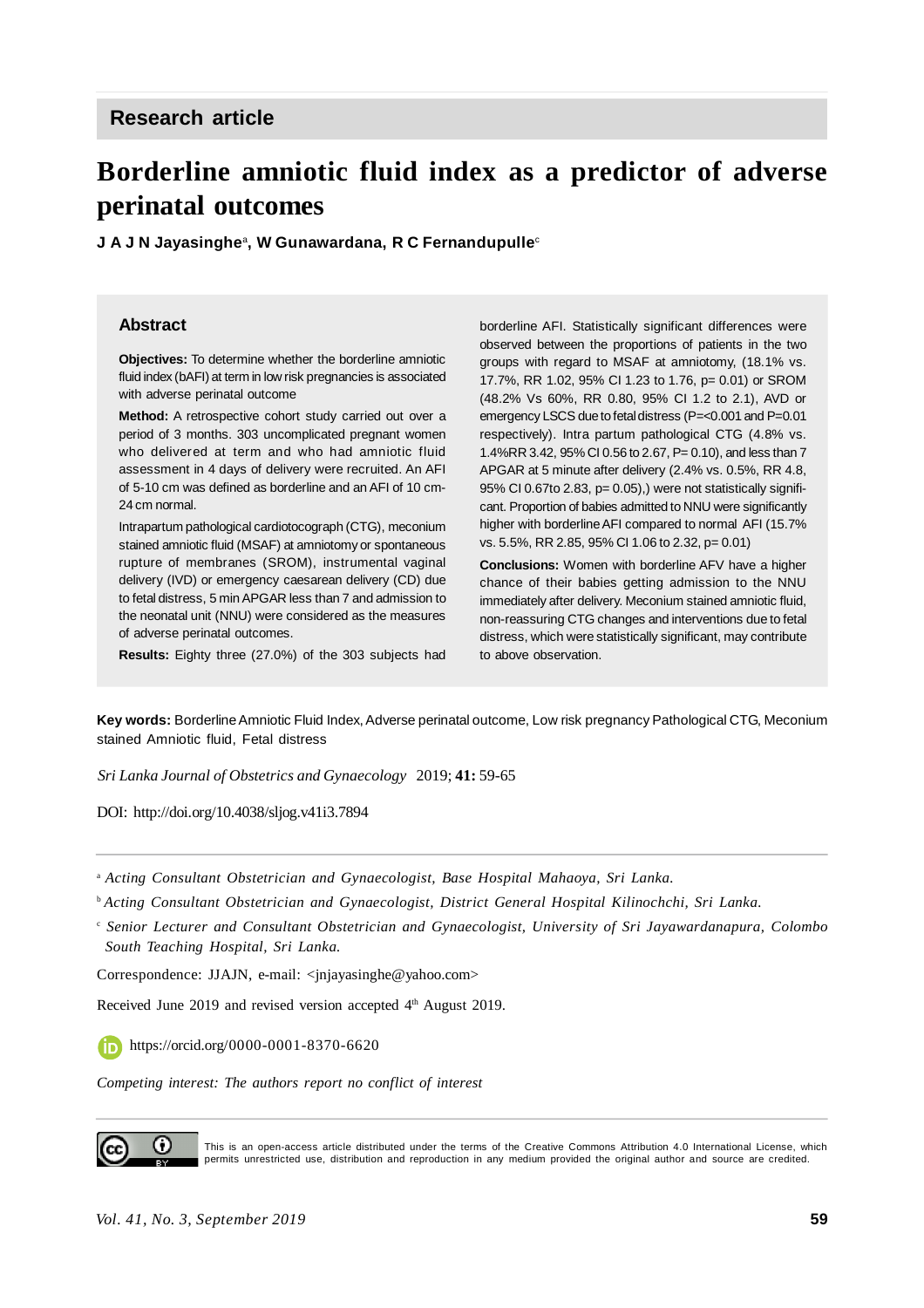## Research article

# Borderline amniotic fluid index as a predictor of adverse perinatal outcomes

**J A J N Jayasinghe[a], W Gunawardana, R C Fernandupulle[c]**

### Abstract

**Objectives:** To determine whether the borderline amniotic fluid index (bAFI) at term in low risk pregnancies is associated with adverse perinatal outcome

**Method:** A retrospective cohort study carried out over a period of 3 months. 303 uncomplicated pregnant women who delivered at term and who had amniotic fluid assessment in 4 days of delivery were recruited. An AFI of 5-10 cm was defined as borderline and an AFI of 10 cm-24 cm normal.

Intrapartum pathological cardiotocograph (CTG), meconium stained amniotic fluid (MSAF) at amniotomy or spontaneous rupture of membranes (SROM), instrumental vaginal delivery (IVD) or emergency caesarean delivery (CD) due to fetal distress, 5 min APGAR less than 7 and admission to the neonatal unit (NNU) were considered as the measures of adverse perinatal outcomes.

**Results:** Eighty three (27.0%) of the 303 subjects had borderline AFI. Statistically significant differences were observed between the proportions of patients in the two groups with regard to MSAF at amniotomy, (18.1% vs. 17.7%, RR 1.02, 95% CI 1.23 to 1.76, p= 0.01) or SROM (48.2% Vs 60%, RR 0.80, 95% CI 1.2 to 2.1), AVD or emergency LSCS due to fetal distress (P=<0.001 and P=0.01 respectively). Intra partum pathological CTG (4.8% vs. 1.4%RR 3.42, 95% CI 0.56 to 2.67, P= 0.10), and less than 7 APGAR at 5 minute after delivery (2.4% vs. 0.5%, RR 4.8, 95% CI 0.67to 2.83, p= 0.05),) were not statistically significant. Proportion of babies admitted to NNU were significantly higher with borderline AFI compared to normal AFI (15.7% vs. 5.5%, RR 2.85, 95% CI 1.06 to 2.32, p= 0.01)

**Conclusions:** Women with borderline AFV have a higher chance of their babies getting admission to the NNU immediately after delivery. Meconium stained amniotic fluid, non-reassuring CTG changes and interventions due to fetal distress, which were statistically significant, may contribute to above observation.

**Key words:** Borderline Amniotic Fluid Index, Adverse perinatal outcome, Low risk pregnancy Pathological CTG, Meconium stained Amniotic fluid, Fetal distress

*Sri Lanka Journal of Obstetrics and Gynaecology* 2019; **41:** 59-65

DOI: http://doi.org/10.4038/sljog.v41i3.7894

[a] *Acting Consultant Obstetrician and Gynaecologist, Base Hospital Mahaoya, Sri Lanka.*

[b] *Acting Consultant Obstetrician and Gynaecologist, District General Hospital Kilinochchi, Sri Lanka.*

[c] *Senior Lecturer and Consultant Obstetrician and Gynaecologist, University of Sri Jayawardanapura, Colombo South Teaching Hospital, Sri Lanka.*

Correspondence: JJAJN, e-mail: <jnjayasinghe@yahoo.com>

Received June 2019 and revised version accepted 4th August 2019.

https://orcid.org/0000-0001-8370-6620

*Competing interest: The authors report no conflict of interest*

This is an open-access article distributed under the terms of the Creative Commons Attribution 4.0 International License, which permits unrestricted use, distribution and reproduction in any medium provided the original author and source are credited.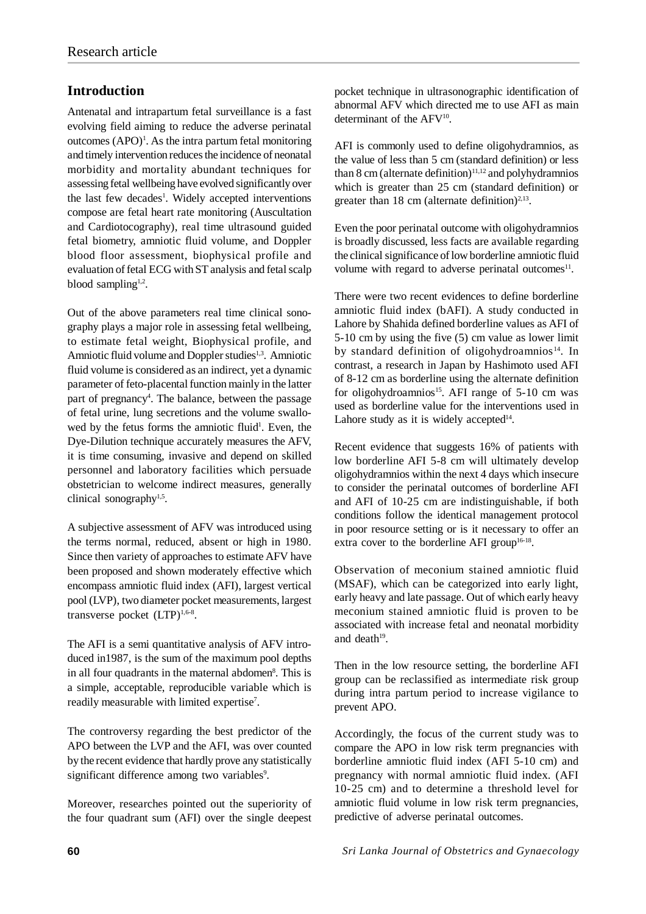## Introduction

Antenatal and intrapartum fetal surveillance is a fast evolving field aiming to reduce the adverse perinatal outcomes (APO)[1]. As the intra partum fetal monitoring and timely intervention reduces the incidence of neonatal morbidity and mortality abundant techniques for assessing fetal wellbeing have evolved significantly over the last few decades[1]. Widely accepted interventions compose are fetal heart rate monitoring (Auscultation and Cardiotocography), real time ultrasound guided fetal biometry, amniotic fluid volume, and Doppler blood floor assessment, biophysical profile and evaluation of fetal ECG with ST analysis and fetal scalp blood sampling[1,2].

Out of the above parameters real time clinical sonography plays a major role in assessing fetal wellbeing, to estimate fetal weight, Biophysical profile, and Amniotic fluid volume and Doppler studies[1,3]. Amniotic fluid volume is considered as an indirect, yet a dynamic parameter of feto-placental function mainly in the latter part of pregnancy[4]. The balance, between the passage of fetal urine, lung secretions and the volume swallowed by the fetus forms the amniotic fluid[1]. Even, the Dye-Dilution technique accurately measures the AFV, it is time consuming, invasive and depend on skilled personnel and laboratory facilities which persuade obstetrician to welcome indirect measures, generally clinical sonography[1,5].

A subjective assessment of AFV was introduced using the terms normal, reduced, absent or high in 1980. Since then variety of approaches to estimate AFV have been proposed and shown moderately effective which encompass amniotic fluid index (AFI), largest vertical pool (LVP), two diameter pocket measurements, largest transverse pocket (LTP)[1,6-8].

The AFI is a semi quantitative analysis of AFV introduced in1987, is the sum of the maximum pool depths in all four quadrants in the maternal abdomen[8]. This is a simple, acceptable, reproducible variable which is readily measurable with limited expertise[7].

The controversy regarding the best predictor of the APO between the LVP and the AFI, was over counted by the recent evidence that hardly prove any statistically significant difference among two variables[9].

Moreover, researches pointed out the superiority of the four quadrant sum (AFI) over the single deepest pocket technique in ultrasonographic identification of abnormal AFV which directed me to use AFI as main determinant of the AFV[10].

AFI is commonly used to define oligohydramnios, as the value of less than 5 cm (standard definition) or less than 8 cm (alternate definition)[11,12] and polyhydramnios which is greater than 25 cm (standard definition) or greater than 18 cm (alternate definition)[2,13].

Even the poor perinatal outcome with oligohydramnios is broadly discussed, less facts are available regarding the clinical significance of low borderline amniotic fluid volume with regard to adverse perinatal outcomes[11].

There were two recent evidences to define borderline amniotic fluid index (bAFI). A study conducted in Lahore by Shahida defined borderline values as AFI of 5-10 cm by using the five (5) cm value as lower limit by standard definition of oligohydroamnios[14]. In contrast, a research in Japan by Hashimoto used AFI of 8-12 cm as borderline using the alternate definition for oligohydroamnios[15]. AFI range of 5-10 cm was used as borderline value for the interventions used in Lahore study as it is widely accepted[14].

Recent evidence that suggests 16% of patients with low borderline AFI 5-8 cm will ultimately develop oligohydramnios within the next 4 days which insecure to consider the perinatal outcomes of borderline AFI and AFI of 10-25 cm are indistinguishable, if both conditions follow the identical management protocol in poor resource setting or is it necessary to offer an extra cover to the borderline AFI group[16-18].

Observation of meconium stained amniotic fluid (MSAF), which can be categorized into early light, early heavy and late passage. Out of which early heavy meconium stained amniotic fluid is proven to be associated with increase fetal and neonatal morbidity and death[19].

Then in the low resource setting, the borderline AFI group can be reclassified as intermediate risk group during intra partum period to increase vigilance to prevent APO.

Accordingly, the focus of the current study was to compare the APO in low risk term pregnancies with borderline amniotic fluid index (AFI 5-10 cm) and pregnancy with normal amniotic fluid index. (AFI 10-25 cm) and to determine a threshold level for amniotic fluid volume in low risk term pregnancies, predictive of adverse perinatal outcomes.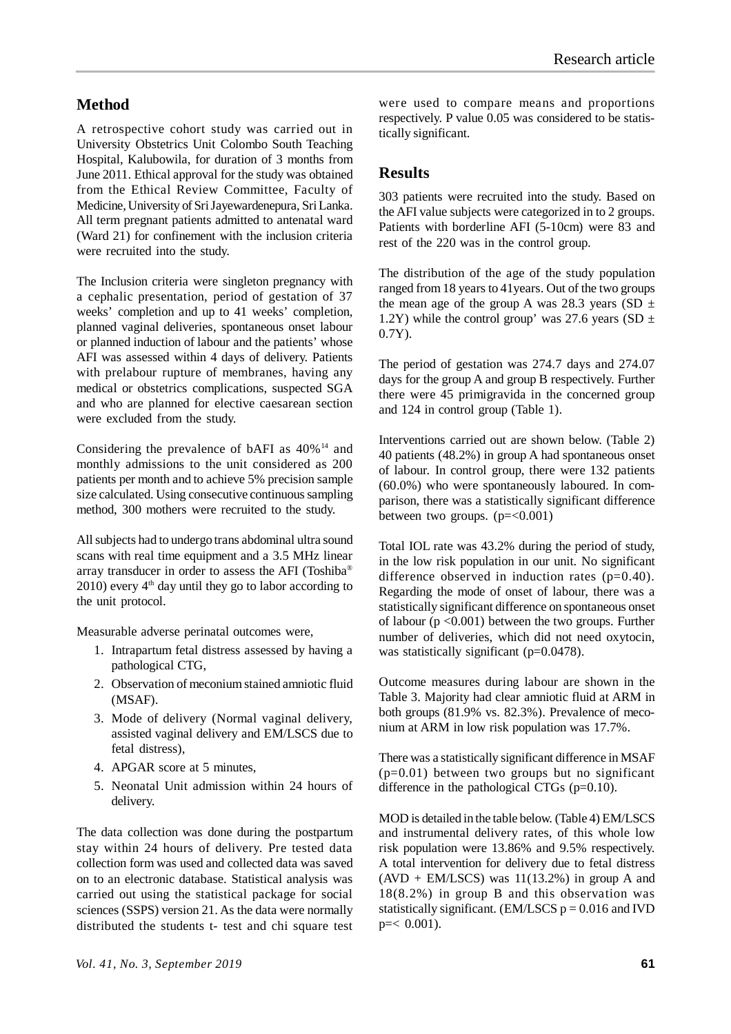## Method

A retrospective cohort study was carried out in University Obstetrics Unit Colombo South Teaching Hospital, Kalubowila, for duration of 3 months from June 2011. Ethical approval for the study was obtained from the Ethical Review Committee, Faculty of Medicine, University of Sri Jayewardenepura, Sri Lanka. All term pregnant patients admitted to antenatal ward (Ward 21) for confinement with the inclusion criteria were recruited into the study.

The Inclusion criteria were singleton pregnancy with a cephalic presentation, period of gestation of 37 weeks' completion and up to 41 weeks' completion, planned vaginal deliveries, spontaneous onset labour or planned induction of labour and the patients' whose AFI was assessed within 4 days of delivery. Patients with prelabour rupture of membranes, having any medical or obstetrics complications, suspected SGA and who are planned for elective caesarean section were excluded from the study.

Considering the prevalence of bAFI as 40%[14] and monthly admissions to the unit considered as 200 patients per month and to achieve 5% precision sample size calculated. Using consecutive continuous sampling method, 300 mothers were recruited to the study.

All subjects had to undergo trans abdominal ultra sound scans with real time equipment and a 3.5 MHz linear array transducer in order to assess the AFI (Toshiba® 2010) every 4th day until they go to labor according to the unit protocol.

Measurable adverse perinatal outcomes were,

1. Intrapartum fetal distress assessed by having a pathological CTG,
2. Observation of meconium stained amniotic fluid (MSAF).
3. Mode of delivery (Normal vaginal delivery, assisted vaginal delivery and EM/LSCS due to fetal distress),
4. APGAR score at 5 minutes,
5. Neonatal Unit admission within 24 hours of delivery.

The data collection was done during the postpartum stay within 24 hours of delivery. Pre tested data collection form was used and collected data was saved on to an electronic database. Statistical analysis was carried out using the statistical package for social sciences (SSPS) version 21. As the data were normally distributed the students t- test and chi square test were used to compare means and proportions respectively. P value 0.05 was considered to be statistically significant.

## Results

303 patients were recruited into the study. Based on the AFI value subjects were categorized in to 2 groups. Patients with borderline AFI (5-10cm) were 83 and rest of the 220 was in the control group.

The distribution of the age of the study population ranged from 18 years to 41years. Out of the two groups the mean age of the group A was 28.3 years (SD ± 1.2Y) while the control group' was 27.6 years (SD ± 0.7Y).

The period of gestation was 274.7 days and 274.07 days for the group A and group B respectively. Further there were 45 primigravida in the concerned group and 124 in control group (Table 1).

Interventions carried out are shown below. (Table 2) 40 patients (48.2%) in group A had spontaneous onset of labour. In control group, there were 132 patients (60.0%) who were spontaneously laboured. In comparison, there was a statistically significant difference between two groups. (p=<0.001)

Total IOL rate was 43.2% during the period of study, in the low risk population in our unit. No significant difference observed in induction rates (p=0.40). Regarding the mode of onset of labour, there was a statistically significant difference on spontaneous onset of labour (p <0.001) between the two groups. Further number of deliveries, which did not need oxytocin, was statistically significant (p=0.0478).

Outcome measures during labour are shown in the Table 3. Majority had clear amniotic fluid at ARM in both groups (81.9% vs. 82.3%). Prevalence of meconium at ARM in low risk population was 17.7%.

There was a statistically significant difference in MSAF (p=0.01) between two groups but no significant difference in the pathological CTGs (p=0.10).

MOD is detailed in the table below. (Table 4) EM/LSCS and instrumental delivery rates, of this whole low risk population were 13.86% and 9.5% respectively. A total intervention for delivery due to fetal distress (AVD + EM/LSCS) was 11(13.2%) in group A and 18(8.2%) in group B and this observation was statistically significant. (EM/LSCS p = 0.016 and IVD p=< 0.001).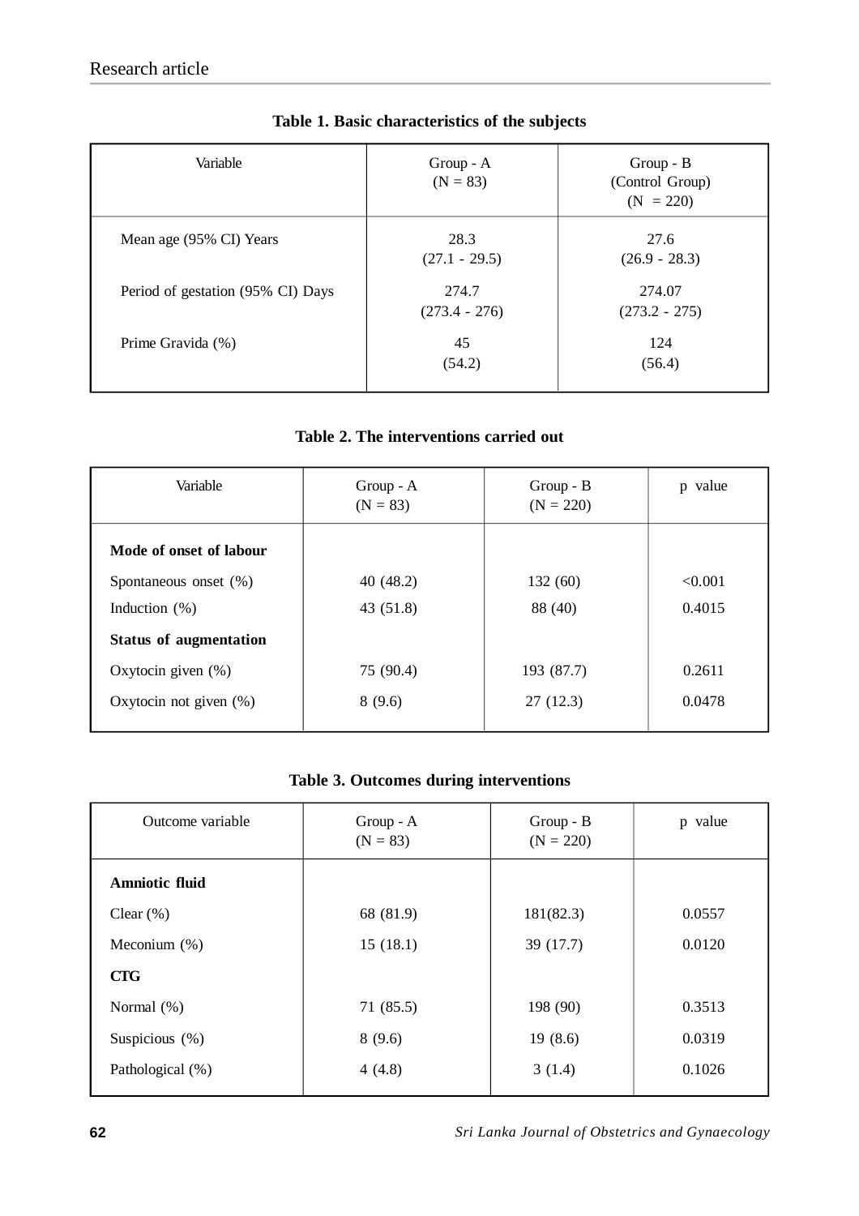**Table 1. Basic characteristics of the subjects**

| Variable | Group - A (N = 83) | Group - B (Control Group) (N = 220) |
|---|---|---|
| Mean age (95% CI) Years | 28.3 (27.1 - 29.5) | 27.6 (26.9 - 28.3) |
| Period of gestation (95% CI) Days | 274.7 (273.4 - 276) | 274.07 (273.2 - 275) |
| Prime Gravida (%) | 45 (54.2) | 124 (56.4) |

**Table 2. The interventions carried out**

| Variable | Group - A (N = 83) | Group - B (N = 220) | p value |
|---|---|---|---|
| **Mode of onset of labour** | | | |
| Spontaneous onset (%) | 40 (48.2) | 132 (60) | <0.001 |
| Induction (%) | 43 (51.8) | 88 (40) | 0.4015 |
| **Status of augmentation** | | | |
| Oxytocin given (%) | 75 (90.4) | 193 (87.7) | 0.2611 |
| Oxytocin not given (%) | 8 (9.6) | 27 (12.3) | 0.0478 |

**Table 3. Outcomes during interventions**

| Outcome variable | Group - A (N = 83) | Group - B (N = 220) | p value |
|---|---|---|---|
| **Amniotic fluid** | | | |
| Clear (%) | 68 (81.9) | 181(82.3) | 0.0557 |
| Meconium (%) | 15 (18.1) | 39 (17.7) | 0.0120 |
| **CTG** | | | |
| Normal (%) | 71 (85.5) | 198 (90) | 0.3513 |
| Suspicious (%) | 8 (9.6) | 19 (8.6) | 0.0319 |
| Pathological (%) | 4 (4.8) | 3 (1.4) | 0.1026 |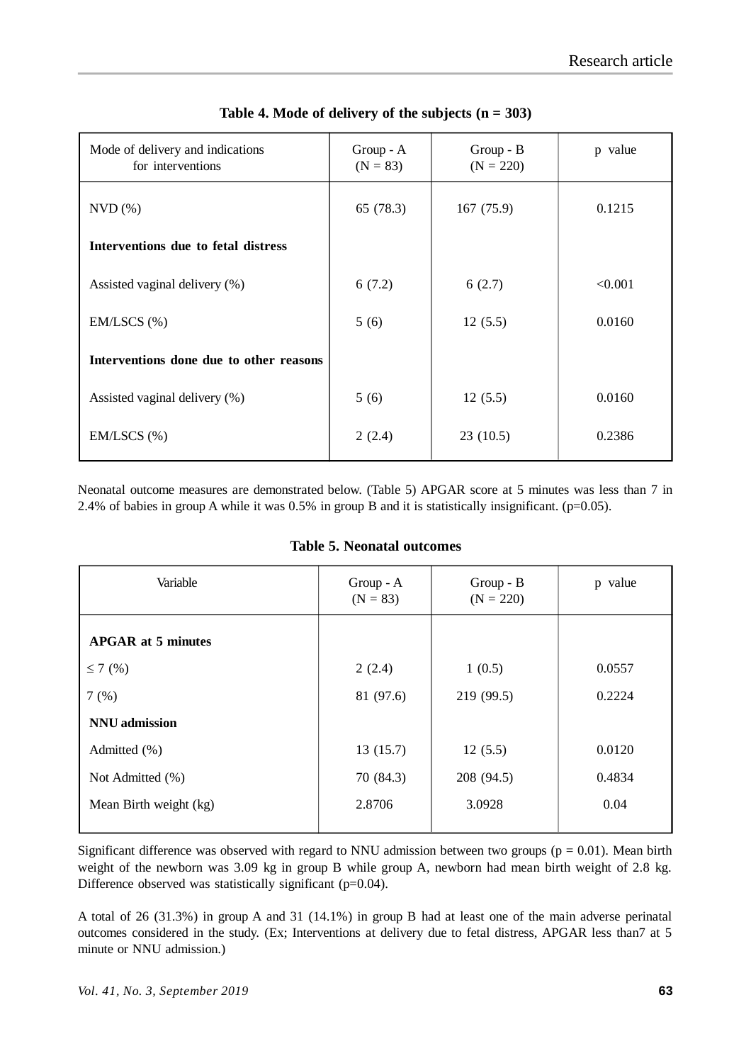**Table 4. Mode of delivery of the subjects (n = 303)**

| Mode of delivery and indications for interventions | Group - A (N = 83) | Group - B (N = 220) | p value |
|---|---|---|---|
| NVD (%) | 65 (78.3) | 167 (75.9) | 0.1215 |
| **Interventions due to fetal distress** | | | |
| Assisted vaginal delivery (%) | 6 (7.2) | 6 (2.7) | <0.001 |
| EM/LSCS (%) | 5 (6) | 12 (5.5) | 0.0160 |
| **Interventions done due to other reasons** | | | |
| Assisted vaginal delivery (%) | 5 (6) | 12 (5.5) | 0.0160 |
| EM/LSCS (%) | 2 (2.4) | 23 (10.5) | 0.2386 |

Neonatal outcome measures are demonstrated below. (Table 5) APGAR score at 5 minutes was less than 7 in 2.4% of babies in group A while it was 0.5% in group B and it is statistically insignificant. (p=0.05).

**Table 5. Neonatal outcomes**

| Variable | Group - A (N = 83) | Group - B (N = 220) | p value |
|---|---|---|---|
| **APGAR at 5 minutes** | | | |
| ≤ 7 (%) | 2 (2.4) | 1 (0.5) | 0.0557 |
| 7 (%) | 81 (97.6) | 219 (99.5) | 0.2224 |
| **NNU admission** | | | |
| Admitted (%) | 13 (15.7) | 12 (5.5) | 0.0120 |
| Not Admitted (%) | 70 (84.3) | 208 (94.5) | 0.4834 |
| Mean Birth weight (kg) | 2.8706 | 3.0928 | 0.04 |

Significant difference was observed with regard to NNU admission between two groups (p = 0.01). Mean birth weight of the newborn was 3.09 kg in group B while group A, newborn had mean birth weight of 2.8 kg. Difference observed was statistically significant (p=0.04).

A total of 26 (31.3%) in group A and 31 (14.1%) in group B had at least one of the main adverse perinatal outcomes considered in the study. (Ex; Interventions at delivery due to fetal distress, APGAR less than7 at 5 minute or NNU admission.)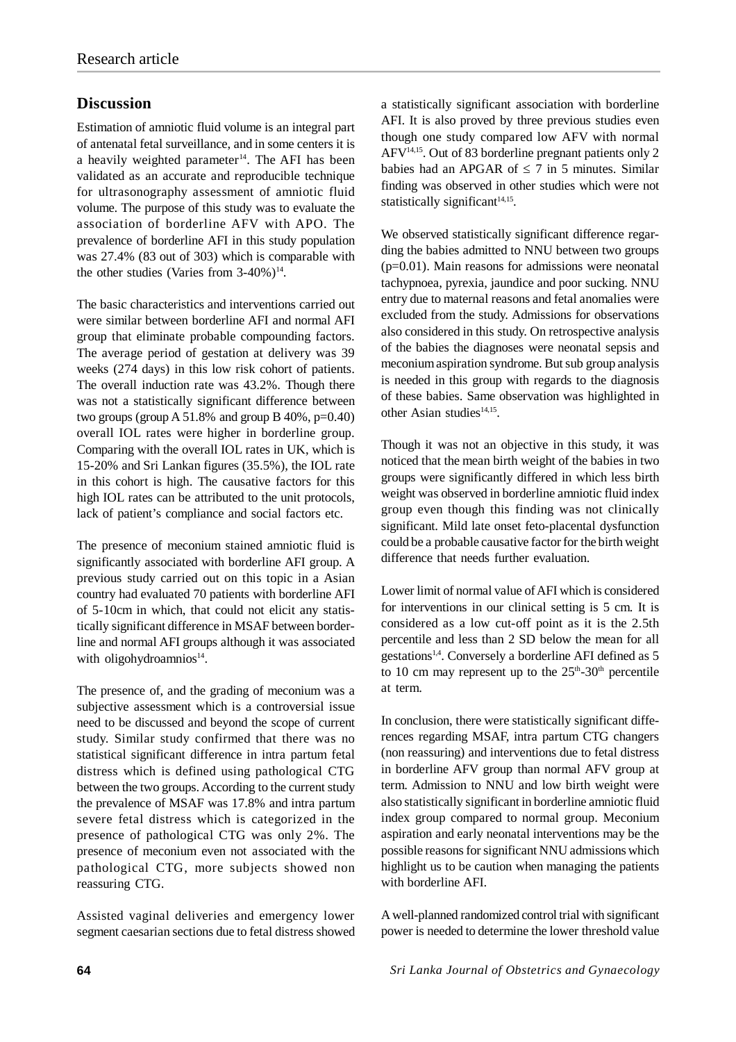## Discussion

Estimation of amniotic fluid volume is an integral part of antenatal fetal surveillance, and in some centers it is a heavily weighted parameter[14]. The AFI has been validated as an accurate and reproducible technique for ultrasonography assessment of amniotic fluid volume. The purpose of this study was to evaluate the association of borderline AFV with APO. The prevalence of borderline AFI in this study population was 27.4% (83 out of 303) which is comparable with the other studies (Varies from 3-40%)[14].

The basic characteristics and interventions carried out were similar between borderline AFI and normal AFI group that eliminate probable compounding factors. The average period of gestation at delivery was 39 weeks (274 days) in this low risk cohort of patients. The overall induction rate was 43.2%. Though there was not a statistically significant difference between two groups (group A 51.8% and group B 40%, p=0.40) overall IOL rates were higher in borderline group. Comparing with the overall IOL rates in UK, which is 15-20% and Sri Lankan figures (35.5%), the IOL rate in this cohort is high. The causative factors for this high IOL rates can be attributed to the unit protocols, lack of patient's compliance and social factors etc.

The presence of meconium stained amniotic fluid is significantly associated with borderline AFI group. A previous study carried out on this topic in a Asian country had evaluated 70 patients with borderline AFI of 5-10cm in which, that could not elicit any statistically significant difference in MSAF between borderline and normal AFI groups although it was associated with oligohydroamnios[14].

The presence of, and the grading of meconium was a subjective assessment which is a controversial issue need to be discussed and beyond the scope of current study. Similar study confirmed that there was no statistical significant difference in intra partum fetal distress which is defined using pathological CTG between the two groups. According to the current study the prevalence of MSAF was 17.8% and intra partum severe fetal distress which is categorized in the presence of pathological CTG was only 2%. The presence of meconium even not associated with the pathological CTG, more subjects showed non reassuring CTG.

Assisted vaginal deliveries and emergency lower segment caesarian sections due to fetal distress showed a statistically significant association with borderline AFI. It is also proved by three previous studies even though one study compared low AFV with normal AFV[14,15]. Out of 83 borderline pregnant patients only 2 babies had an APGAR of ≤ 7 in 5 minutes. Similar finding was observed in other studies which were not statistically significant[14,15].

We observed statistically significant difference regarding the babies admitted to NNU between two groups (p=0.01). Main reasons for admissions were neonatal tachypnoea, pyrexia, jaundice and poor sucking. NNU entry due to maternal reasons and fetal anomalies were excluded from the study. Admissions for observations also considered in this study. On retrospective analysis of the babies the diagnoses were neonatal sepsis and meconium aspiration syndrome. But sub group analysis is needed in this group with regards to the diagnosis of these babies. Same observation was highlighted in other Asian studies[14,15].

Though it was not an objective in this study, it was noticed that the mean birth weight of the babies in two groups were significantly differed in which less birth weight was observed in borderline amniotic fluid index group even though this finding was not clinically significant. Mild late onset feto-placental dysfunction could be a probable causative factor for the birth weight difference that needs further evaluation.

Lower limit of normal value of AFI which is considered for interventions in our clinical setting is 5 cm. It is considered as a low cut-off point as it is the 2.5th percentile and less than 2 SD below the mean for all gestations[1,4]. Conversely a borderline AFI defined as 5 to 10 cm may represent up to the $25^{th}$-$30^{th}$ percentile at term.

In conclusion, there were statistically significant differences regarding MSAF, intra partum CTG changers (non reassuring) and interventions due to fetal distress in borderline AFV group than normal AFV group at term. Admission to NNU and low birth weight were also statistically significant in borderline amniotic fluid index group compared to normal group. Meconium aspiration and early neonatal interventions may be the possible reasons for significant NNU admissions which highlight us to be caution when managing the patients with borderline AFI.

A well-planned randomized control trial with significant power is needed to determine the lower threshold value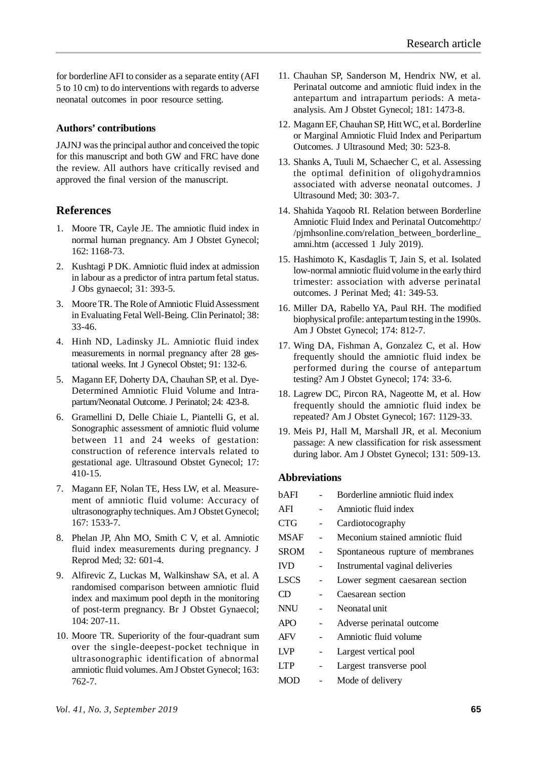for borderline AFI to consider as a separate entity (AFI 5 to 10 cm) to do interventions with regards to adverse neonatal outcomes in poor resource setting.

### Authors' contributions

JAJNJ was the principal author and conceived the topic for this manuscript and both GW and FRC have done the review. All authors have critically revised and approved the final version of the manuscript.

## References

1. Moore TR, Cayle JE. The amniotic fluid index in normal human pregnancy. Am J Obstet Gynecol; 162: 1168-73.
2. Kushtagi P DK. Amniotic fluid index at admission in labour as a predictor of intra partum fetal status. J Obs gynaecol; 31: 393-5.
3. Moore TR. The Role of Amniotic Fluid Assessment in Evaluating Fetal Well-Being. Clin Perinatol; 38: 33-46.
4. Hinh ND, Ladinsky JL. Amniotic fluid index measurements in normal pregnancy after 28 gestational weeks. Int J Gynecol Obstet; 91: 132-6.
5. Magann EF, Doherty DA, Chauhan SP, et al. Dye-Determined Amniotic Fluid Volume and Intrapartum/Neonatal Outcome. J Perinatol; 24: 423-8.
6. Gramellini D, Delle Chiaie L, Piantelli G, et al. Sonographic assessment of amniotic fluid volume between 11 and 24 weeks of gestation: construction of reference intervals related to gestational age. Ultrasound Obstet Gynecol; 17: 410-15.
7. Magann EF, Nolan TE, Hess LW, et al. Measurement of amniotic fluid volume: Accuracy of ultrasonography techniques. Am J Obstet Gynecol; 167: 1533-7.
8. Phelan JP, Ahn MO, Smith C V, et al. Amniotic fluid index measurements during pregnancy. J Reprod Med; 32: 601-4.
9. Alfirevic Z, Luckas M, Walkinshaw SA, et al. A randomised comparison between amniotic fluid index and maximum pool depth in the monitoring of post-term pregnancy. Br J Obstet Gynaecol; 104: 207-11.
10. Moore TR. Superiority of the four-quadrant sum over the single-deepest-pocket technique in ultrasonographic identification of abnormal amniotic fluid volumes. Am J Obstet Gynecol; 163: 762-7.
11. Chauhan SP, Sanderson M, Hendrix NW, et al. Perinatal outcome and amniotic fluid index in the antepartum and intrapartum periods: A meta-analysis. Am J Obstet Gynecol; 181: 1473-8.
12. Magann EF, Chauhan SP, Hitt WC, et al. Borderline or Marginal Amniotic Fluid Index and Peripartum Outcomes. J Ultrasound Med; 30: 523-8.
13. Shanks A, Tuuli M, Schaecher C, et al. Assessing the optimal definition of oligohydramnios associated with adverse neonatal outcomes. J Ultrasound Med; 30: 303-7.
14. Shahida Yaqoob RI. Relation between Borderline Amniotic Fluid Index and Perinatal Outcomehttp://pjmhsonline.com/relation_between_borderline_amni.htm (accessed 1 July 2019).
15. Hashimoto K, Kasdaglis T, Jain S, et al. Isolated low-normal amniotic fluid volume in the early third trimester: association with adverse perinatal outcomes. J Perinat Med; 41: 349-53.
16. Miller DA, Rabello YA, Paul RH. The modified biophysical profile: antepartum testing in the 1990s. Am J Obstet Gynecol; 174: 812-7.
17. Wing DA, Fishman A, Gonzalez C, et al. How frequently should the amniotic fluid index be performed during the course of antepartum testing? Am J Obstet Gynecol; 174: 33-6.
18. Lagrew DC, Pircon RA, Nageotte M, et al. How frequently should the amniotic fluid index be repeated? Am J Obstet Gynecol; 167: 1129-33.
19. Meis PJ, Hall M, Marshall JR, et al. Meconium passage: A new classification for risk assessment during labor. Am J Obstet Gynecol; 131: 509-13.

### Abbreviations

| | | |
|---|---|---|
| bAFI | - | Borderline amniotic fluid index |
| AFI | - | Amniotic fluid index |
| CTG | - | Cardiotocography |
| MSAF | - | Meconium stained amniotic fluid |
| SROM | - | Spontaneous rupture of membranes |
| IVD | - | Instrumental vaginal deliveries |
| LSCS | - | Lower segment caesarean section |
| CD | - | Caesarean section |
| NNU | - | Neonatal unit |
| APO | - | Adverse perinatal outcome |
| AFV | - | Amniotic fluid volume |
| LVP | - | Largest vertical pool |
| LTP | - | Largest transverse pool |
| MOD | - | Mode of delivery |